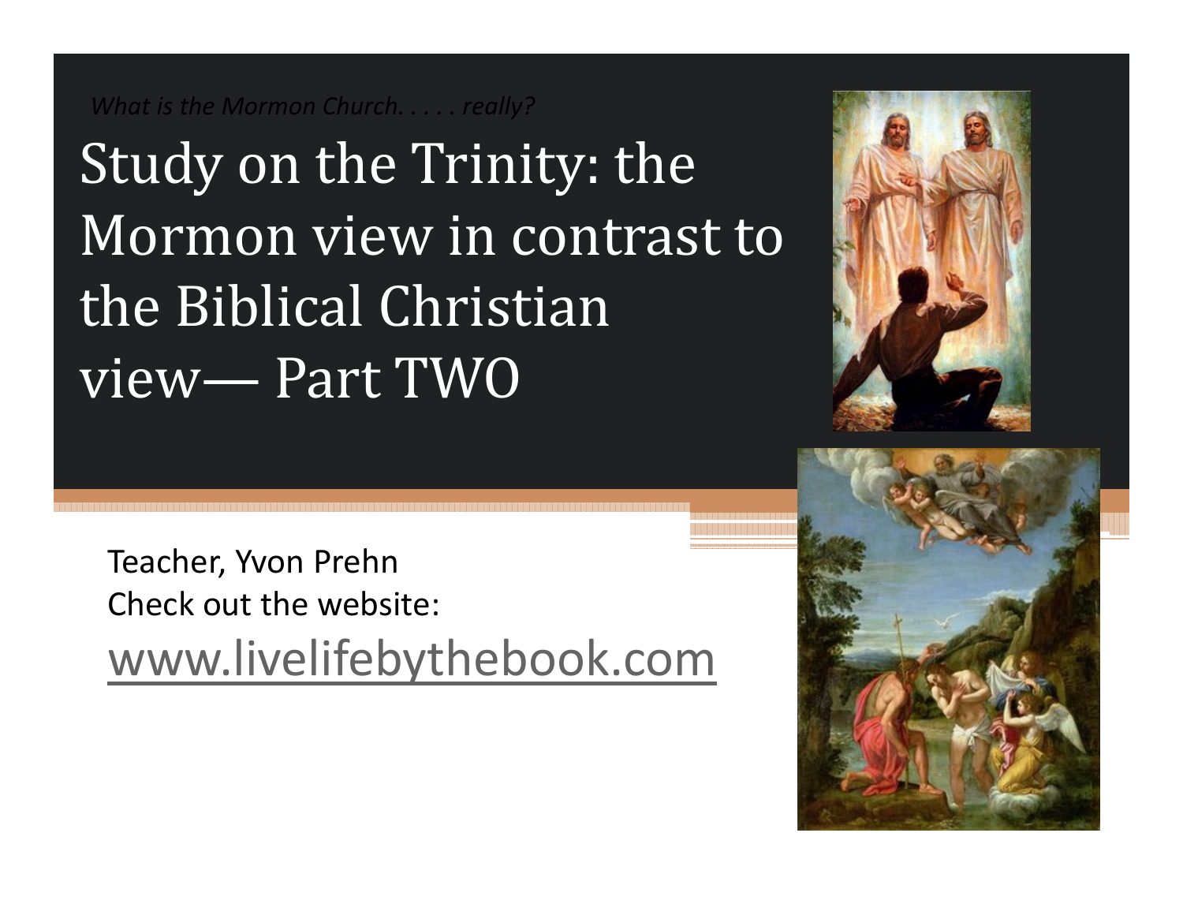*What is the Mormon Church. . . . . really?*

# Study on the Trinity: the Mormon view in contrast to the Biblical Christian view— Part TWO

Teacher, Yvon Prehn
Check out the website:
www.livelifebythebook.com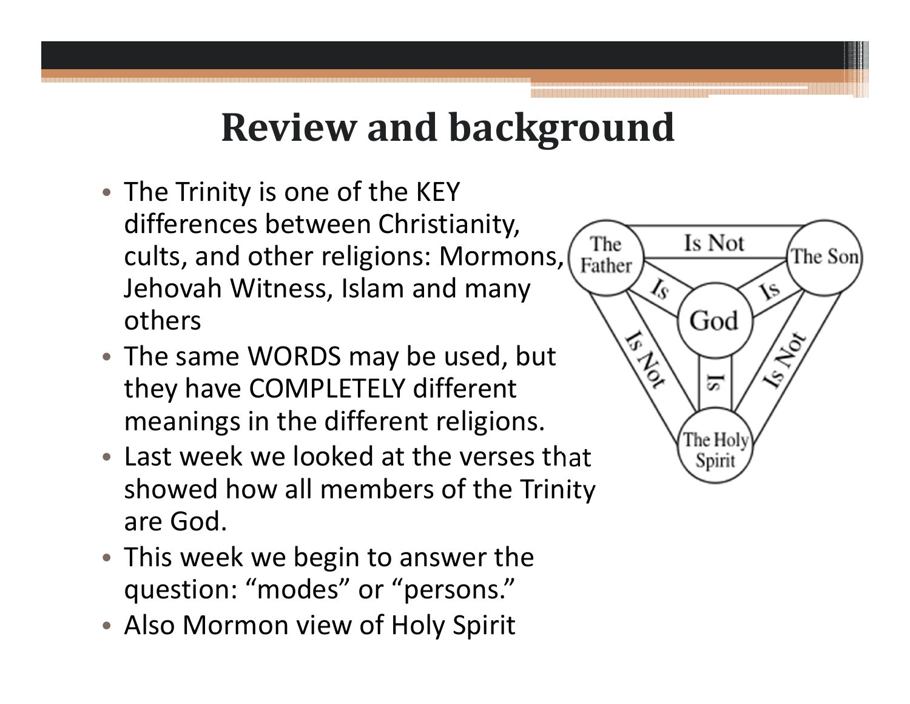# Review and background

- The Trinity is one of the KEY differences between Christianity, cults, and other religions: Mormons, Jehovah Witness, Islam and many others
- The same WORDS may be used, but they have COMPLETELY different meanings in the different religions.
- Last week we looked at the verses that showed how all members of the Trinity are God.
- This week we begin to answer the question: “modes” or “persons.”
- Also Mormon view of Holy Spirit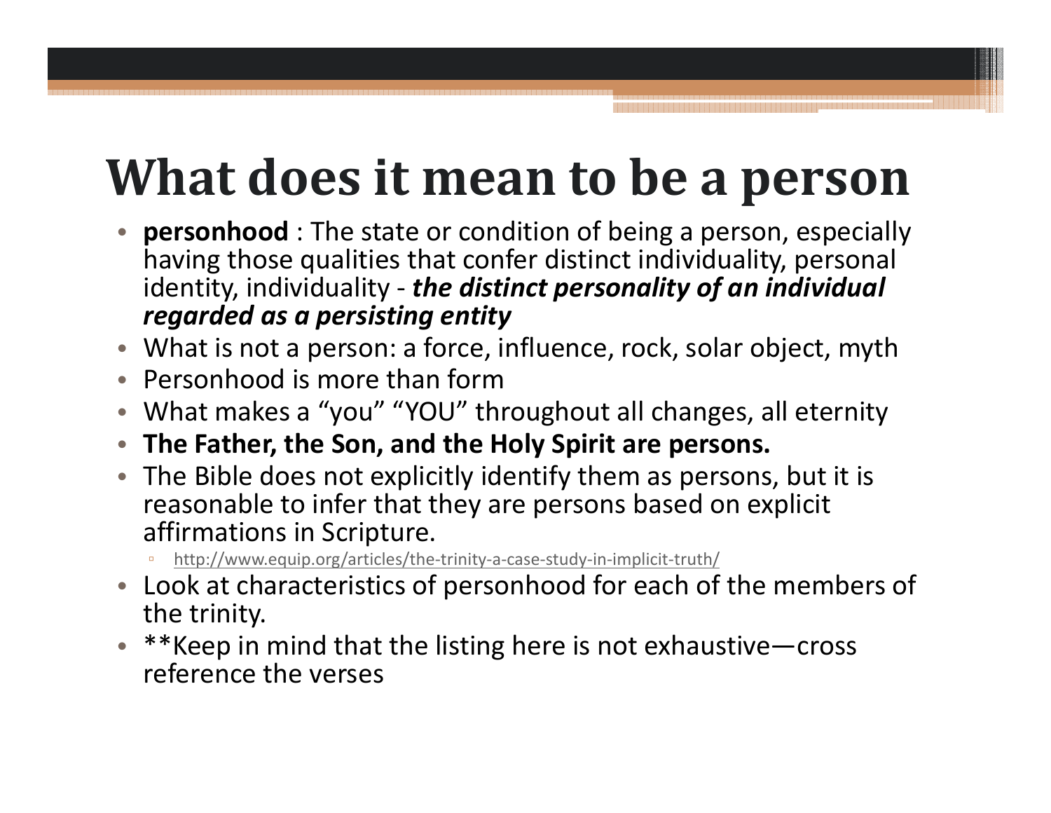# What does it mean to be a person

- **personhood** : The state or condition of being a person, especially having those qualities that confer distinct individuality, personal identity, individuality - ***the distinct personality of an individual regarded as a persisting entity***
- What is not a person: a force, influence, rock, solar object, myth
- Personhood is more than form
- What makes a "you" "YOU" throughout all changes, all eternity
- **The Father, the Son, and the Holy Spirit are persons.**
- The Bible does not explicitly identify them as persons, but it is reasonable to infer that they are persons based on explicit affirmations in Scripture.
  - http://www.equip.org/articles/the-trinity-a-case-study-in-implicit-truth/
- Look at characteristics of personhood for each of the members of the trinity.
- **Keep in mind that the listing here is not exhaustive—cross reference the verses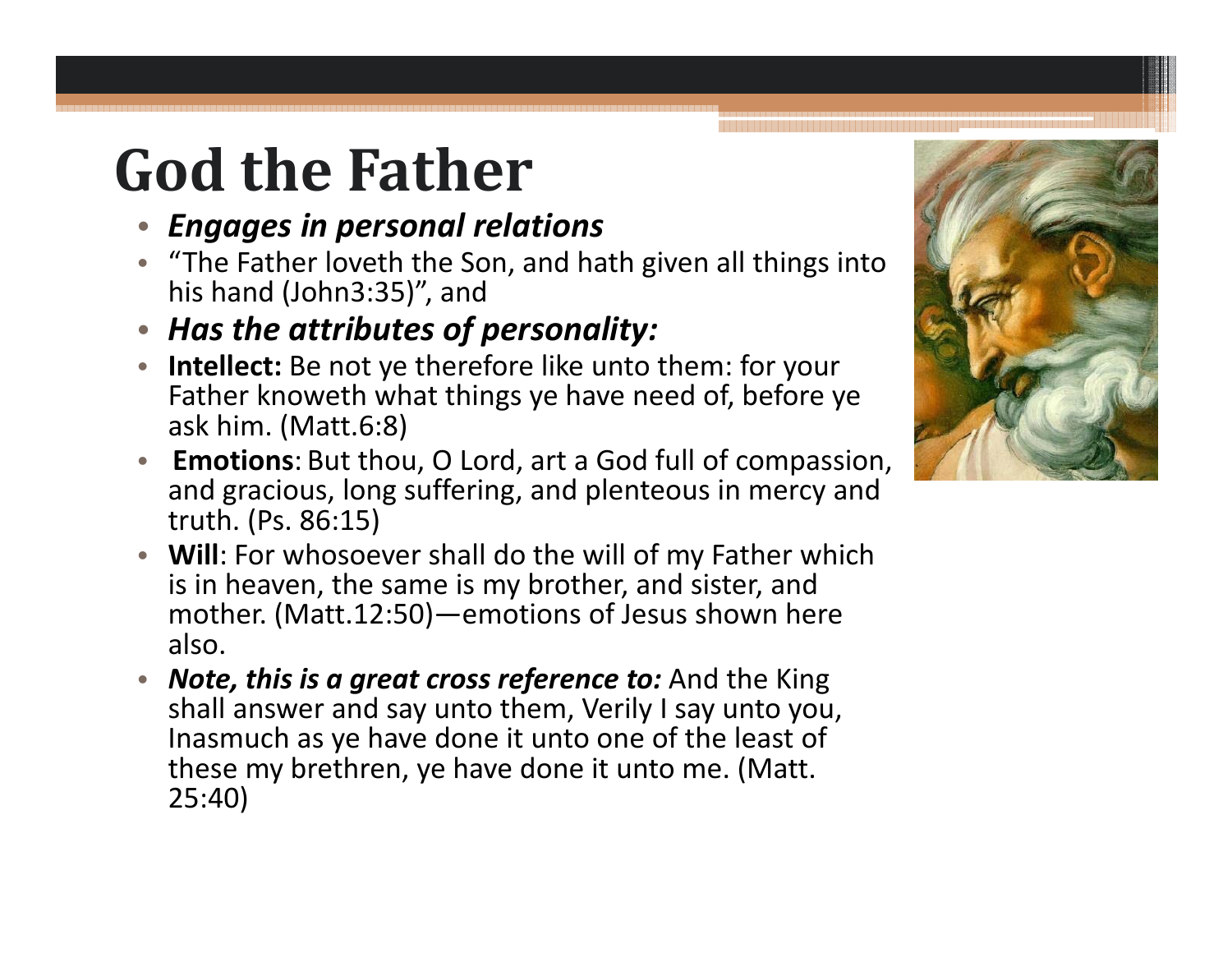# God the Father

- ***Engages in personal relations***
- "The Father loveth the Son, and hath given all things into his hand (John3:35)", and
- ***Has the attributes of personality:***
- **Intellect:** Be not ye therefore like unto them: for your Father knoweth what things ye have need of, before ye ask him. (Matt.6:8)
- **Emotions**: But thou, O Lord, art a God full of compassion, and gracious, long suffering, and plenteous in mercy and truth. (Ps. 86:15)
- **Will**: For whosoever shall do the will of my Father which is in heaven, the same is my brother, and sister, and mother. (Matt.12:50)—emotions of Jesus shown here also.
- ***Note, this is a great cross reference to:*** And the King shall answer and say unto them, Verily I say unto you, Inasmuch as ye have done it unto one of the least of these my brethren, ye have done it unto me. (Matt. 25:40)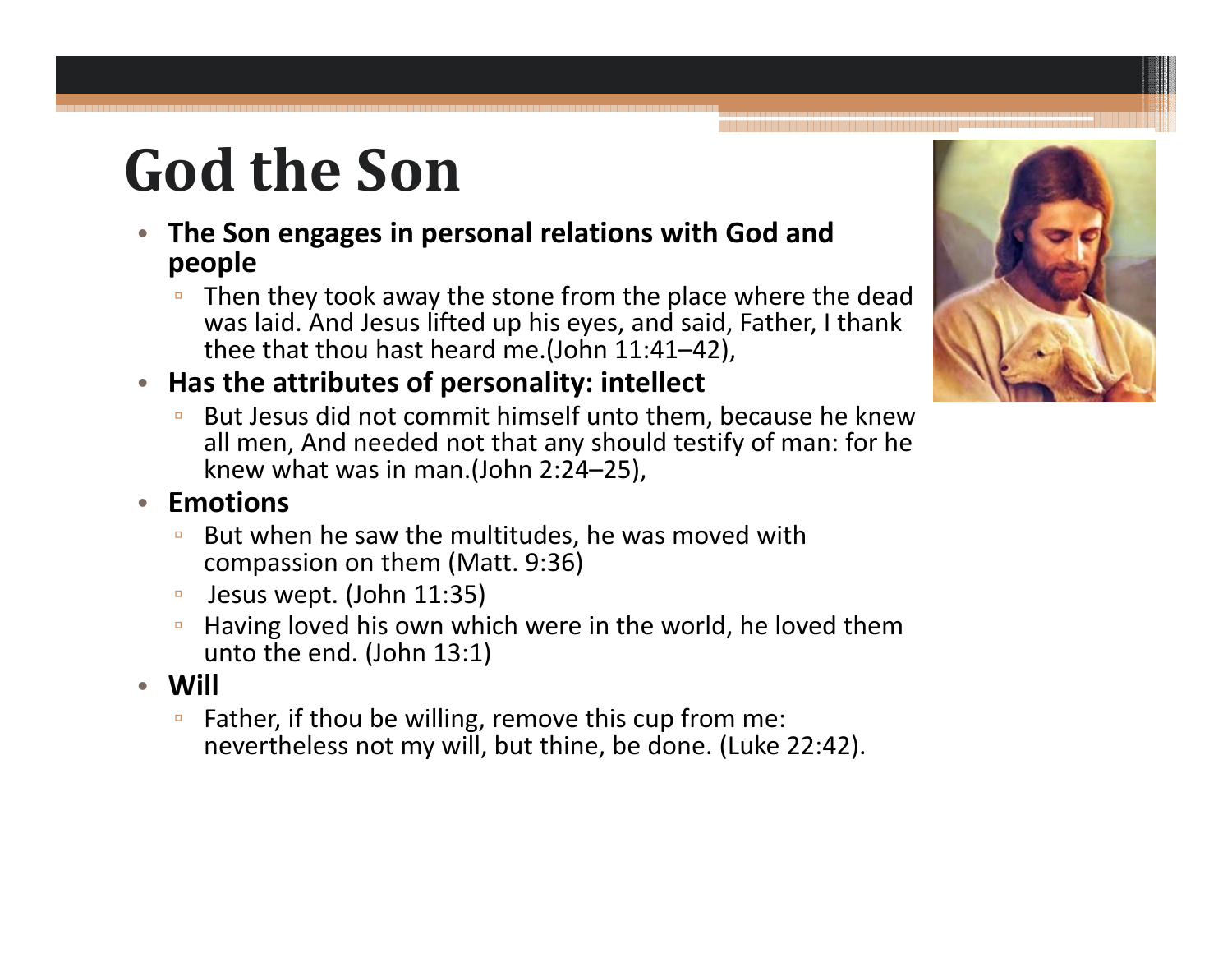# God the Son

- **The Son engages in personal relations with God and people**
  - Then they took away the stone from the place where the dead was laid. And Jesus lifted up his eyes, and said, Father, I thank thee that thou hast heard me.(John 11:41–42),
- **Has the attributes of personality: intellect**
  - But Jesus did not commit himself unto them, because he knew all men, And needed not that any should testify of man: for he knew what was in man.(John 2:24–25),
- **Emotions**
  - But when he saw the multitudes, he was moved with compassion on them (Matt. 9:36)
  - Jesus wept. (John 11:35)
  - Having loved his own which were in the world, he loved them unto the end. (John 13:1)
- **Will**
  - Father, if thou be willing, remove this cup from me: nevertheless not my will, but thine, be done. (Luke 22:42).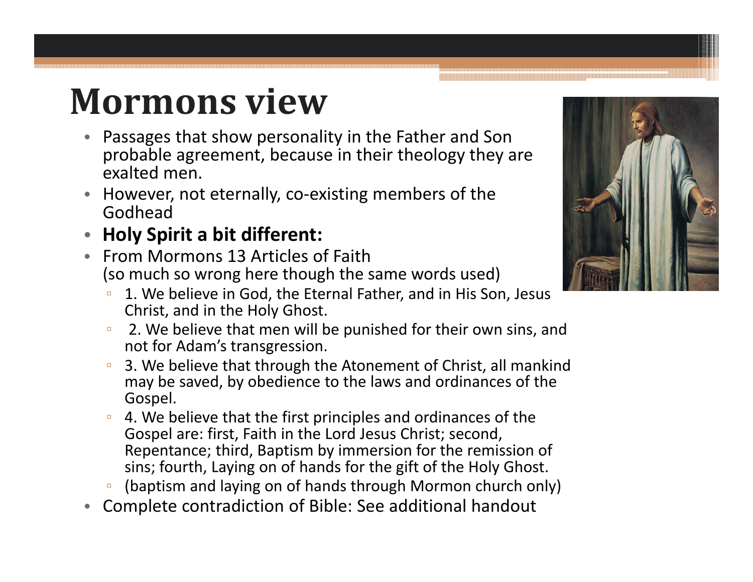# Mormons view

- Passages that show personality in the Father and Son probable agreement, because in their theology they are exalted men.
- However, not eternally, co-existing members of the Godhead
- **Holy Spirit a bit different:**
- From Mormons 13 Articles of Faith (so much so wrong here though the same words used)
  - 1. We believe in God, the Eternal Father, and in His Son, Jesus Christ, and in the Holy Ghost.
  - 2. We believe that men will be punished for their own sins, and not for Adam's transgression.
  - 3. We believe that through the Atonement of Christ, all mankind may be saved, by obedience to the laws and ordinances of the Gospel.
  - 4. We believe that the first principles and ordinances of the Gospel are: first, Faith in the Lord Jesus Christ; second, Repentance; third, Baptism by immersion for the remission of sins; fourth, Laying on of hands for the gift of the Holy Ghost.
  - (baptism and laying on of hands through Mormon church only)
- Complete contradiction of Bible: See additional handout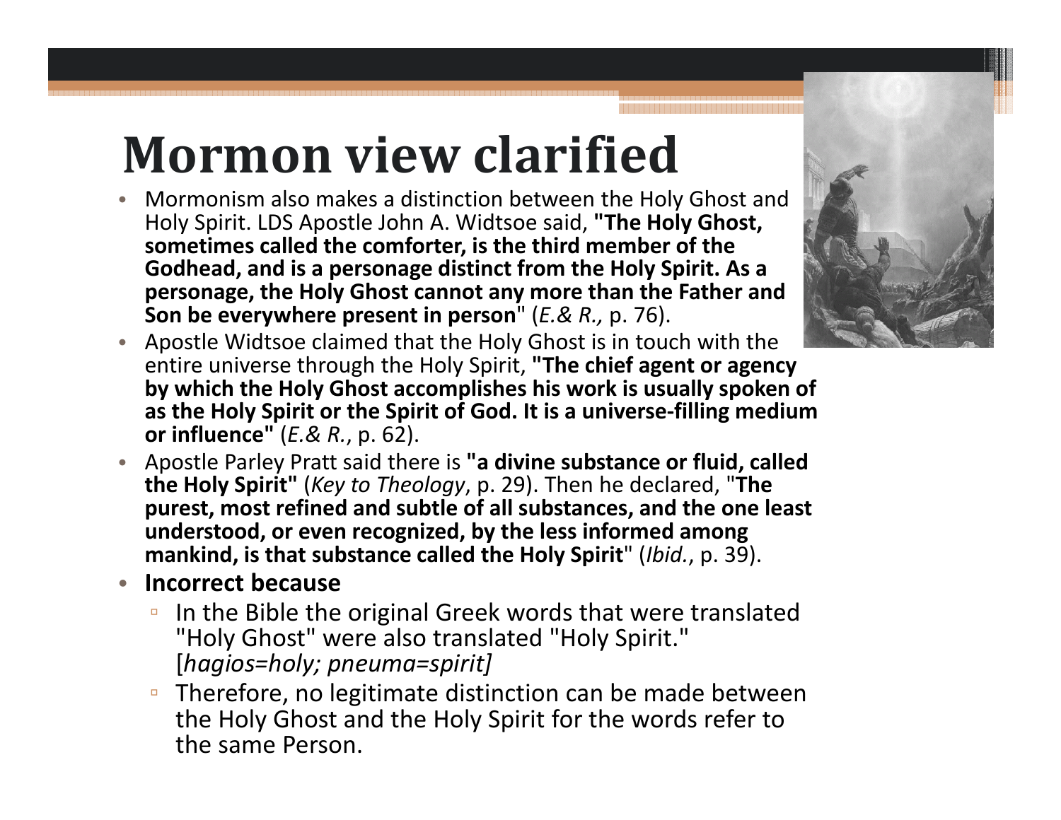# Mormon view clarified

- Mormonism also makes a distinction between the Holy Ghost and Holy Spirit. LDS Apostle John A. Widtsoe said, **"The Holy Ghost, sometimes called the comforter, is the third member of the Godhead, and is a personage distinct from the Holy Spirit. As a personage, the Holy Ghost cannot any more than the Father and Son be everywhere present in person**" (*E.& R.,* p. 76).
- Apostle Widtsoe claimed that the Holy Ghost is in touch with the entire universe through the Holy Spirit, **"The chief agent or agency by which the Holy Ghost accomplishes his work is usually spoken of as the Holy Spirit or the Spirit of God. It is a universe-filling medium or influence"** (*E.& R.*, p. 62).
- Apostle Parley Pratt said there is **"a divine substance or fluid, called the Holy Spirit"** (*Key to Theology*, p. 29). Then he declared, "**The purest, most refined and subtle of all substances, and the one least understood, or even recognized, by the less informed among mankind, is that substance called the Holy Spirit**" (*Ibid.*, p. 39).
- **Incorrect because**
  - In the Bible the original Greek words that were translated "Holy Ghost" were also translated "Holy Spirit." [*hagios=holy; pneuma=spirit]*
  - Therefore, no legitimate distinction can be made between the Holy Ghost and the Holy Spirit for the words refer to the same Person.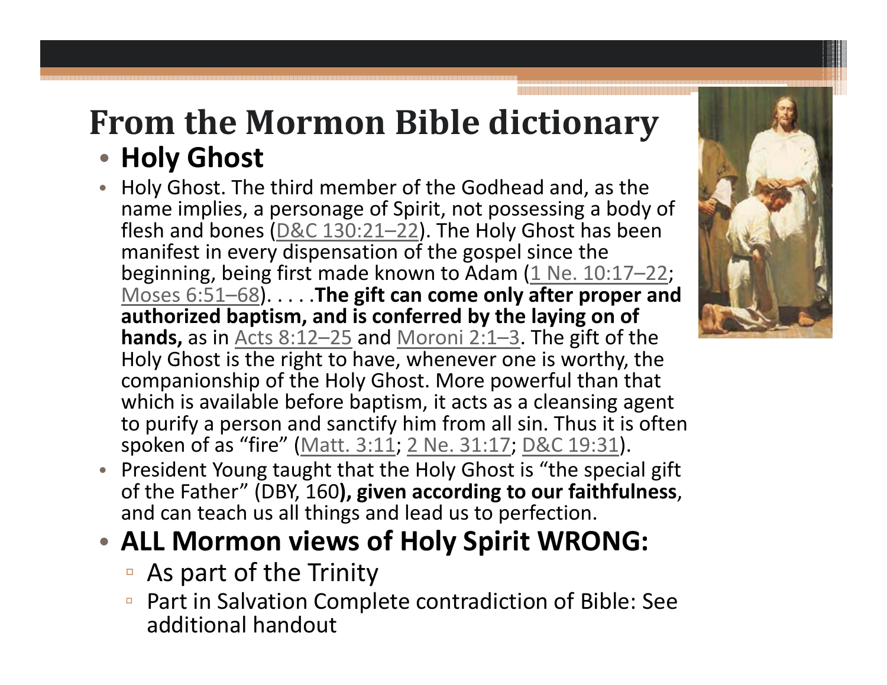# From the Mormon Bible dictionary

- **Holy Ghost**
- Holy Ghost. The third member of the Godhead and, as the name implies, a personage of Spirit, not possessing a body of flesh and bones (D&C 130:21–22). The Holy Ghost has been manifest in every dispensation of the gospel since the beginning, being first made known to Adam (1 Ne. 10:17–22; Moses 6:51–68). . . . .**The gift can come only after proper and authorized baptism, and is conferred by the laying on of hands,** as in Acts 8:12–25 and Moroni 2:1–3. The gift of the Holy Ghost is the right to have, whenever one is worthy, the companionship of the Holy Ghost. More powerful than that which is available before baptism, it acts as a cleansing agent to purify a person and sanctify him from all sin. Thus it is often spoken of as "fire" (Matt. 3:11; 2 Ne. 31:17; D&C 19:31).
- President Young taught that the Holy Ghost is "the special gift of the Father" (DBY, 160**), given according to our faithfulness**, and can teach us all things and lead us to perfection.
- **ALL Mormon views of Holy Spirit WRONG:**
  - As part of the Trinity
  - Part in Salvation Complete contradiction of Bible: See additional handout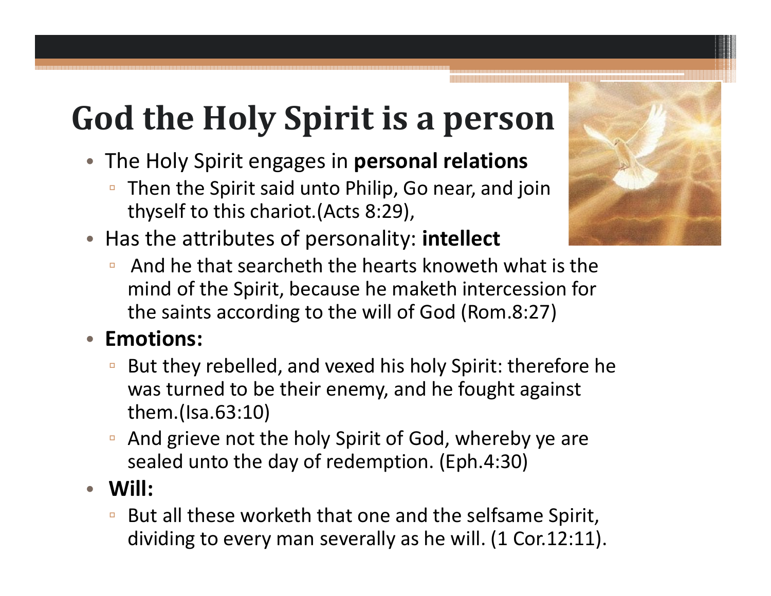# God the Holy Spirit is a person

- The Holy Spirit engages in **personal relations**
  - Then the Spirit said unto Philip, Go near, and join thyself to this chariot.(Acts 8:29),
- Has the attributes of personality: **intellect**
  - And he that searcheth the hearts knoweth what is the mind of the Spirit, because he maketh intercession for the saints according to the will of God (Rom.8:27)
- **Emotions:**
  - But they rebelled, and vexed his holy Spirit: therefore he was turned to be their enemy, and he fought against them.(Isa.63:10)
  - And grieve not the holy Spirit of God, whereby ye are sealed unto the day of redemption. (Eph.4:30)
- **Will:**
  - But all these worketh that one and the selfsame Spirit, dividing to every man severally as he will. (1 Cor.12:11).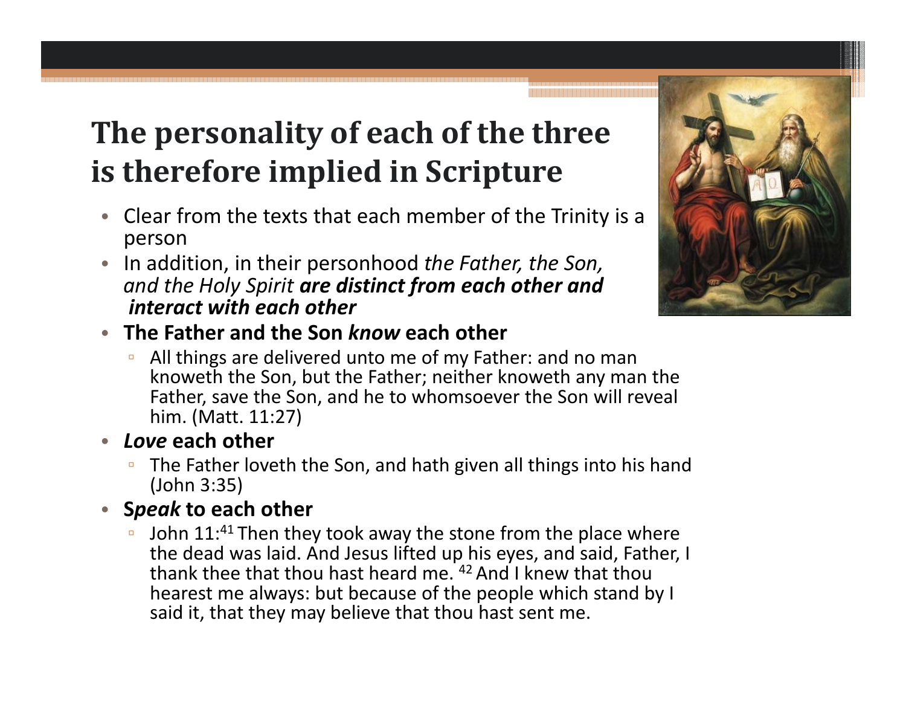# The personality of each of the three is therefore implied in Scripture

- Clear from the texts that each member of the Trinity is a person
- In addition, in their personhood *the Father, the Son, and the Holy Spirit* ***are distinct from each other and interact with each other***
- **The Father and the Son *know* each other**
  - All things are delivered unto me of my Father: and no man knoweth the Son, but the Father; neither knoweth any man the Father, save the Son, and he to whomsoever the Son will reveal him. (Matt. 11:27)
- ***Love* each other**
  - The Father loveth the Son, and hath given all things into his hand (John 3:35)
- **S*peak* to each other**
  - John 11:[41] Then they took away the stone from the place where the dead was laid. And Jesus lifted up his eyes, and said, Father, I thank thee that thou hast heard me. [42] And I knew that thou hearest me always: but because of the people which stand by I said it, that they may believe that thou hast sent me.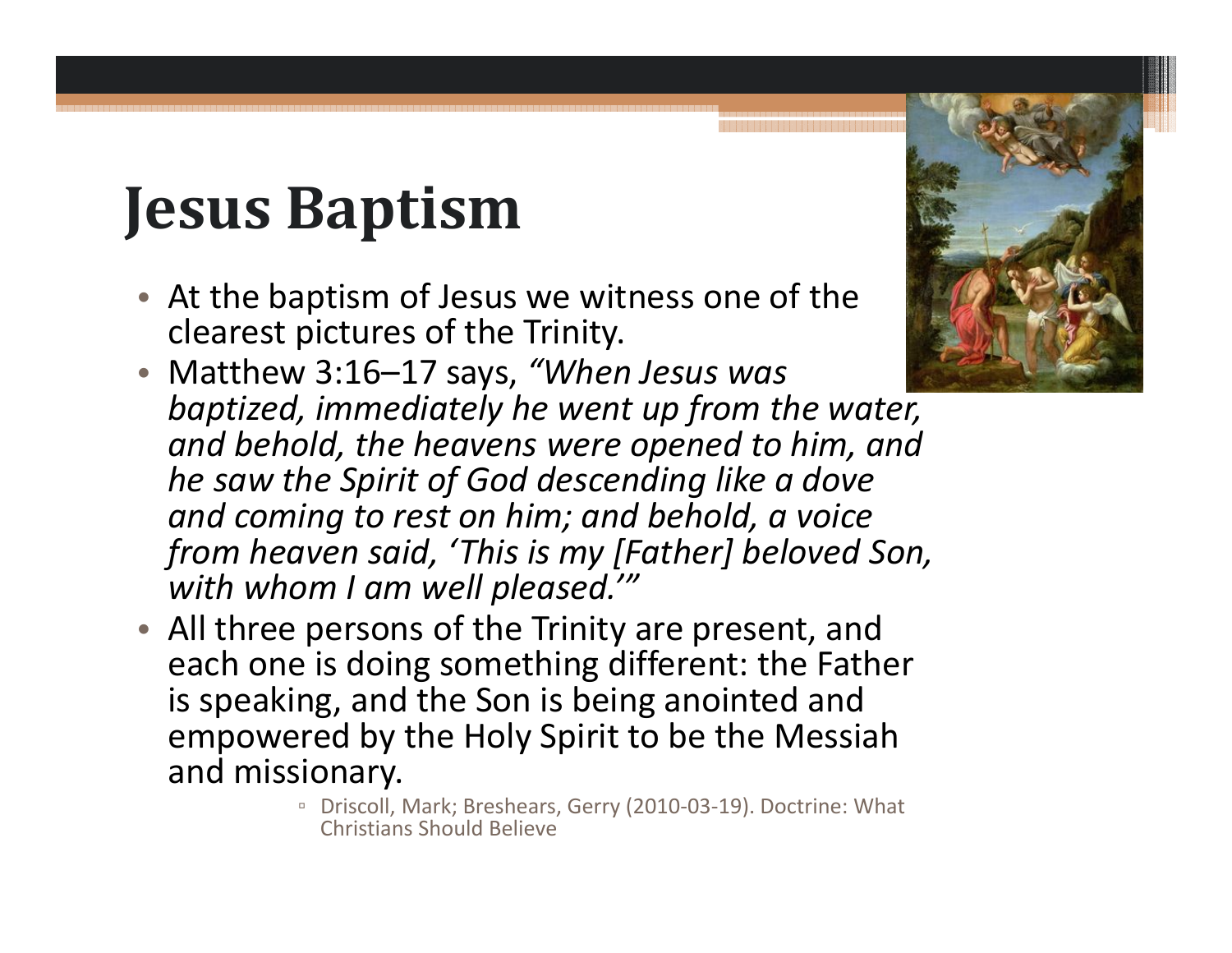# Jesus Baptism

- At the baptism of Jesus we witness one of the clearest pictures of the Trinity.
- Matthew 3:16–17 says, *“When Jesus was baptized, immediately he went up from the water, and behold, the heavens were opened to him, and he saw the Spirit of God descending like a dove and coming to rest on him; and behold, a voice from heaven said, ‘This is my [Father] beloved Son, with whom I am well pleased.’”*
- All three persons of the Trinity are present, and each one is doing something different: the Father is speaking, and the Son is being anointed and empowered by the Holy Spirit to be the Messiah and missionary.
  - Driscoll, Mark; Breshears, Gerry (2010-03-19). Doctrine: What Christians Should Believe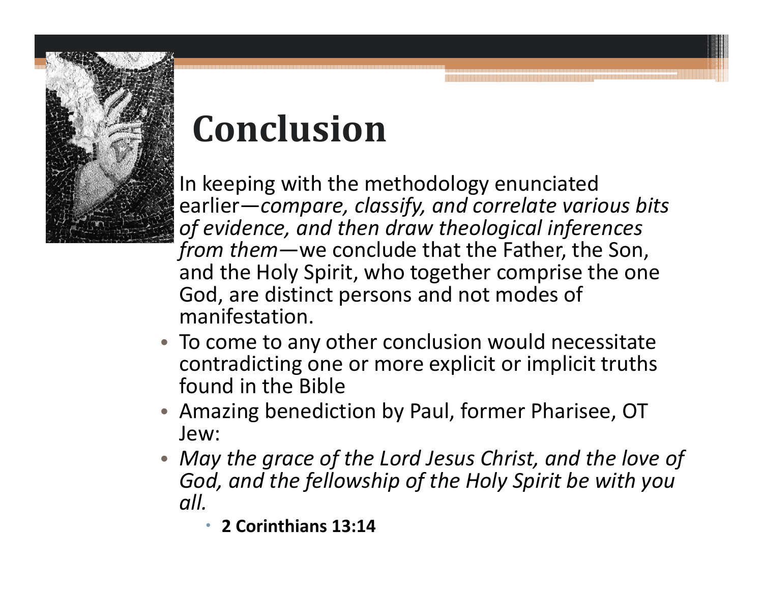# Conclusion

- In keeping with the methodology enunciated earlier—*compare, classify, and correlate various bits of evidence, and then draw theological inferences from them*—we conclude that the Father, the Son, and the Holy Spirit, who together comprise the one God, are distinct persons and not modes of manifestation.
- To come to any other conclusion would necessitate contradicting one or more explicit or implicit truths found in the Bible
- Amazing benediction by Paul, former Pharisee, OT Jew:
- *May the grace of the Lord Jesus Christ, and the love of God, and the fellowship of the Holy Spirit be with you all.*
  - **2 Corinthians 13:14**